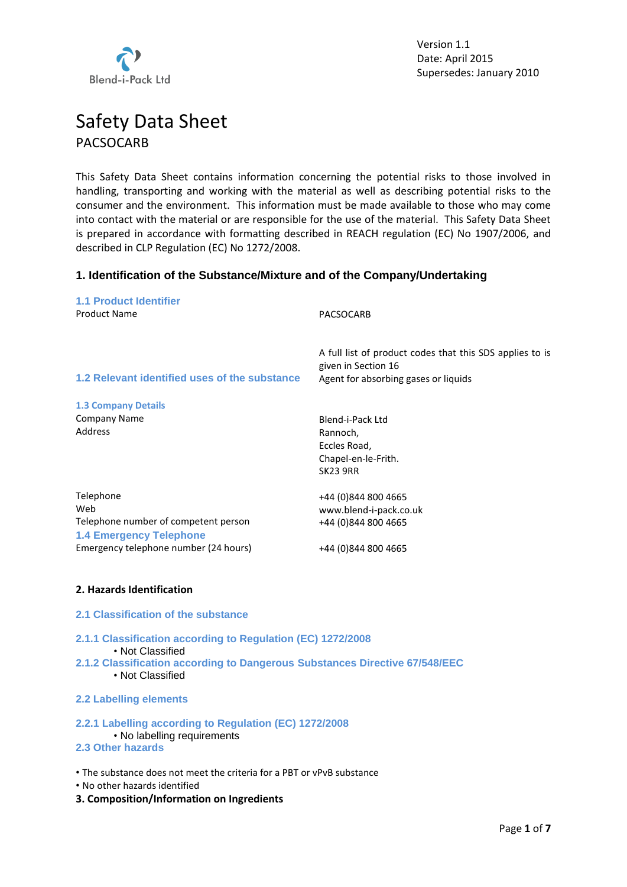Blend-i-Pack Ltd

Version 1.1
Date: April 2015
Supersedes: January 2010

# Safety Data Sheet

PACSOCARB

This Safety Data Sheet contains information concerning the potential risks to those involved in handling, transporting and working with the material as well as describing potential risks to the consumer and the environment. This information must be made available to those who may come into contact with the material or are responsible for the use of the material. This Safety Data Sheet is prepared in accordance with formatting described in REACH regulation (EC) No 1907/2006, and described in CLP Regulation (EC) No 1272/2008.

## 1. Identification of the Substance/Mixture and of the Company/Undertaking

### 1.1 Product Identifier

Product Name: PACSOCARB

A full list of product codes that this SDS applies to is given in Section 16

### 1.2 Relevant identified uses of the substance

Agent for absorbing gases or liquids

### 1.3 Company Details

Company Name: Blend-i-Pack Ltd

Address: Rannoch,
Eccles Road,
Chapel-en-le-Frith.
SK23 9RR

Telephone: +44 (0)844 800 4665

Web: www.blend-i-pack.co.uk

Telephone number of competent person: +44 (0)844 800 4665

### 1.4 Emergency Telephone

Emergency telephone number (24 hours): +44 (0)844 800 4665

## 2. Hazards Identification

### 2.1 Classification of the substance

#### 2.1.1 Classification according to Regulation (EC) 1272/2008

- Not Classified

#### 2.1.2 Classification according to Dangerous Substances Directive 67/548/EEC

- Not Classified

### 2.2 Labelling elements

#### 2.2.1 Labelling according to Regulation (EC) 1272/2008

- No labelling requirements

### 2.3 Other hazards

- The substance does not meet the criteria for a PBT or vPvB substance
- No other hazards identified

## 3. Composition/Information on Ingredients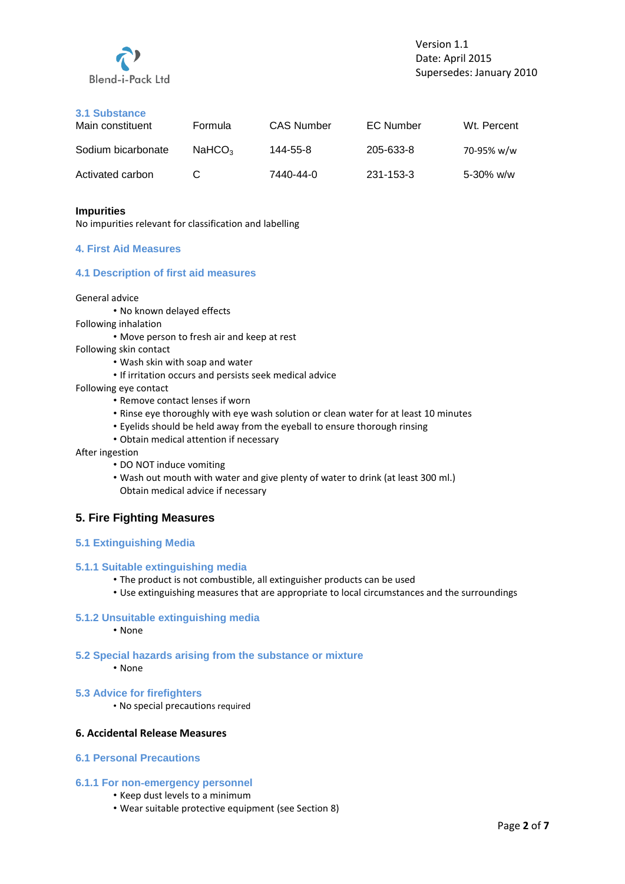### 3.1 Substance

| Main constituent | Formula | CAS Number | EC Number | Wt. Percent |
|---|---|---|---|---|
| Sodium bicarbonate | $NaHCO_3$ | 144-55-8 | 205-633-8 | 70-95% w/w |
| Activated carbon | C | 7440-44-0 | 231-153-3 | 5-30% w/w |

**Impurities**

No impurities relevant for classification and labelling

## 4. First Aid Measures

### 4.1 Description of first aid measures

General advice

- No known delayed effects

Following inhalation

- Move person to fresh air and keep at rest

Following skin contact

- Wash skin with soap and water
- If irritation occurs and persists seek medical advice

Following eye contact

- Remove contact lenses if worn
- Rinse eye thoroughly with eye wash solution or clean water for at least 10 minutes
- Eyelids should be held away from the eyeball to ensure thorough rinsing
- Obtain medical attention if necessary

After ingestion

- DO NOT induce vomiting
- Wash out mouth with water and give plenty of water to drink (at least 300 ml.) Obtain medical advice if necessary

## 5. Fire Fighting Measures

### 5.1 Extinguishing Media

#### 5.1.1 Suitable extinguishing media

- The product is not combustible, all extinguisher products can be used
- Use extinguishing measures that are appropriate to local circumstances and the surroundings

#### 5.1.2 Unsuitable extinguishing media

- None

### 5.2 Special hazards arising from the substance or mixture

- None

### 5.3 Advice for firefighters

- No special precautions required

## 6. Accidental Release Measures

### 6.1 Personal Precautions

#### 6.1.1 For non-emergency personnel

- Keep dust levels to a minimum
- Wear suitable protective equipment (see Section 8)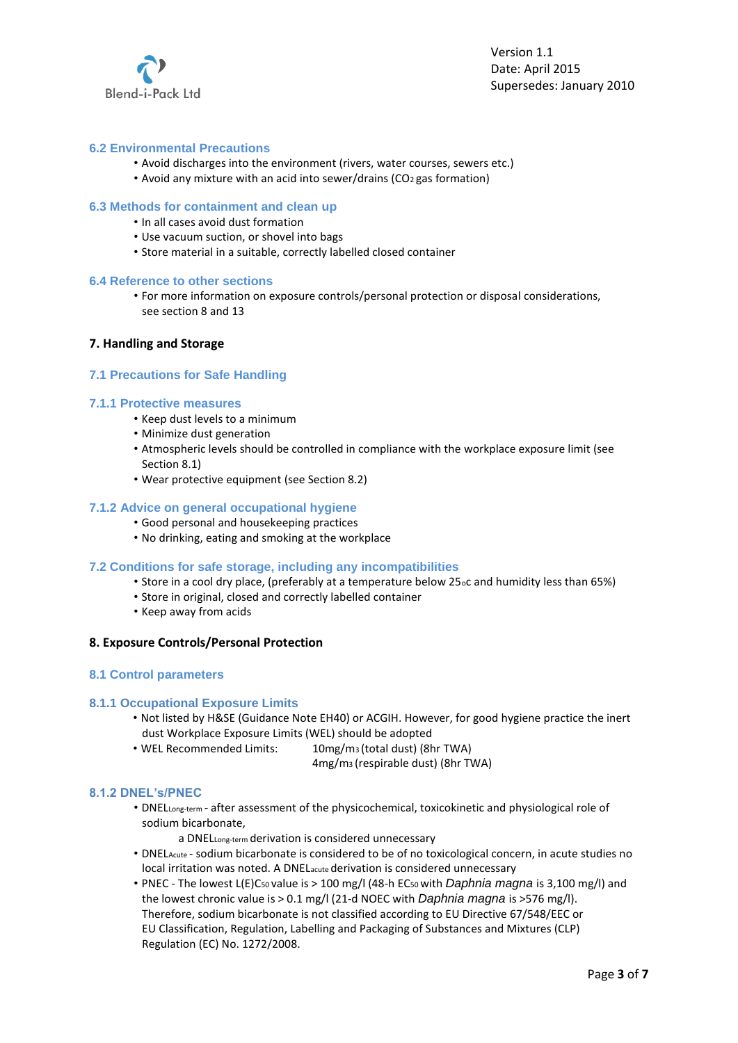### 6.2 Environmental Precautions

- Avoid discharges into the environment (rivers, water courses, sewers etc.)
- Avoid any mixture with an acid into sewer/drains ($CO_2$ gas formation)

### 6.3 Methods for containment and clean up

- In all cases avoid dust formation
- Use vacuum suction, or shovel into bags
- Store material in a suitable, correctly labelled closed container

### 6.4 Reference to other sections

- For more information on exposure controls/personal protection or disposal considerations, see section 8 and 13

## 7. Handling and Storage

### 7.1 Precautions for Safe Handling

#### 7.1.1 Protective measures

- Keep dust levels to a minimum
- Minimize dust generation
- Atmospheric levels should be controlled in compliance with the workplace exposure limit (see Section 8.1)
- Wear protective equipment (see Section 8.2)

#### 7.1.2 Advice on general occupational hygiene

- Good personal and housekeeping practices
- No drinking, eating and smoking at the workplace

### 7.2 Conditions for safe storage, including any incompatibilities

- Store in a cool dry place, (preferably at a temperature below 25$^{o}$c and humidity less than 65%)
- Store in original, closed and correctly labelled container
- Keep away from acids

## 8. Exposure Controls/Personal Protection

### 8.1 Control parameters

#### 8.1.1 Occupational Exposure Limits

- Not listed by H&SE (Guidance Note EH40) or ACGIH. However, for good hygiene practice the inert dust Workplace Exposure Limits (WEL) should be adopted
- WEL Recommended Limits: 10mg/m$^3$ (total dust) (8hr TWA)
  4mg/m$^3$ (respirable dust) (8hr TWA)

#### 8.1.2 DNEL's/PNEC

- $DNEL_{Long\text{-}term}$ - after assessment of the physicochemical, toxicokinetic and physiological role of sodium bicarbonate,
  a $DNEL_{Long\text{-}term}$ derivation is considered unnecessary
- $DNEL_{Acute}$ - sodium bicarbonate is considered to be of no toxicological concern, in acute studies no local irritation was noted. A $DNEL_{acute}$ derivation is considered unnecessary
- PNEC - The lowest $L(E)C_{50}$ value is > 100 mg/l (48-h $EC_{50}$ with *Daphnia magna* is 3,100 mg/l) and the lowest chronic value is > 0.1 mg/l (21-d NOEC with *Daphnia magna* is >576 mg/l). Therefore, sodium bicarbonate is not classified according to EU Directive 67/548/EEC or EU Classification, Regulation, Labelling and Packaging of Substances and Mixtures (CLP) Regulation (EC) No. 1272/2008.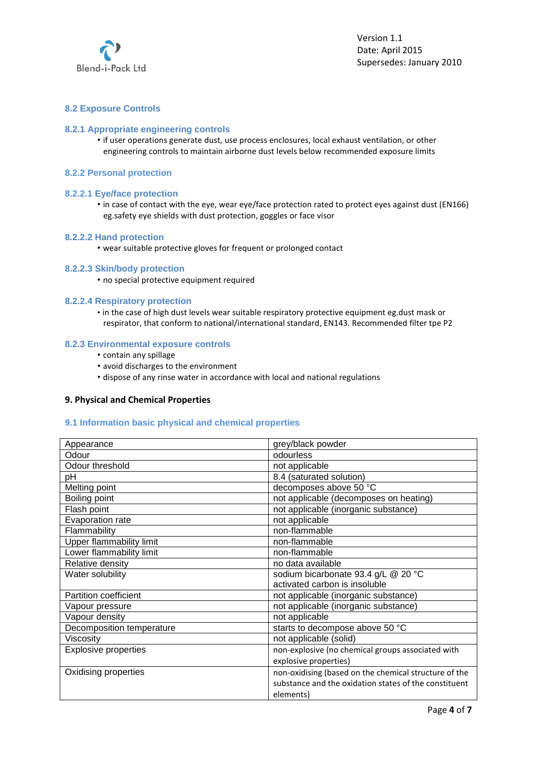### 8.2 Exposure Controls

#### 8.2.1 Appropriate engineering controls

- if user operations generate dust, use process enclosures, local exhaust ventilation, or other engineering controls to maintain airborne dust levels below recommended exposure limits

#### 8.2.2 Personal protection

##### 8.2.2.1 Eye/face protection

- in case of contact with the eye, wear eye/face protection rated to protect eyes against dust (EN166) eg.safety eye shields with dust protection, goggles or face visor

##### 8.2.2.2 Hand protection

- wear suitable protective gloves for frequent or prolonged contact

##### 8.2.2.3 Skin/body protection

- no special protective equipment required

##### 8.2.2.4 Respiratory protection

- in the case of high dust levels wear suitable respiratory protective equipment eg.dust mask or respirator, that conform to national/international standard, EN143. Recommended filter tpe P2

#### 8.2.3 Environmental exposure controls

- contain any spillage
- avoid discharges to the environment
- dispose of any rinse water in accordance with local and national regulations

## 9. Physical and Chemical Properties

### 9.1 Information basic physical and chemical properties

| | |
|---|---|
| Appearance | grey/black powder |
| Odour | odourless |
| Odour threshold | not applicable |
| pH | 8.4 (saturated solution) |
| Melting point | decomposes above 50 °C |
| Boiling point | not applicable (decomposes on heating) |
| Flash point | not applicable (inorganic substance) |
| Evaporation rate | not applicable |
| Flammability | non-flammable |
| Upper flammability limit | non-flammable |
| Lower flammability limit | non-flammable |
| Relative density | no data available |
| Water solubility | sodium bicarbonate 93.4 g/L @ 20 °C<br>activated carbon is insoluble |
| Partition coefficient | not applicable (inorganic substance) |
| Vapour pressure | not applicable (inorganic substance) |
| Vapour density | not applicable |
| Decomposition temperature | starts to decompose above 50 °C |
| Viscosity | not applicable (solid) |
| Explosive properties | non-explosive (no chemical groups associated with explosive properties) |
| Oxidising properties | non-oxidising (based on the chemical structure of the substance and the oxidation states of the constituent elements) |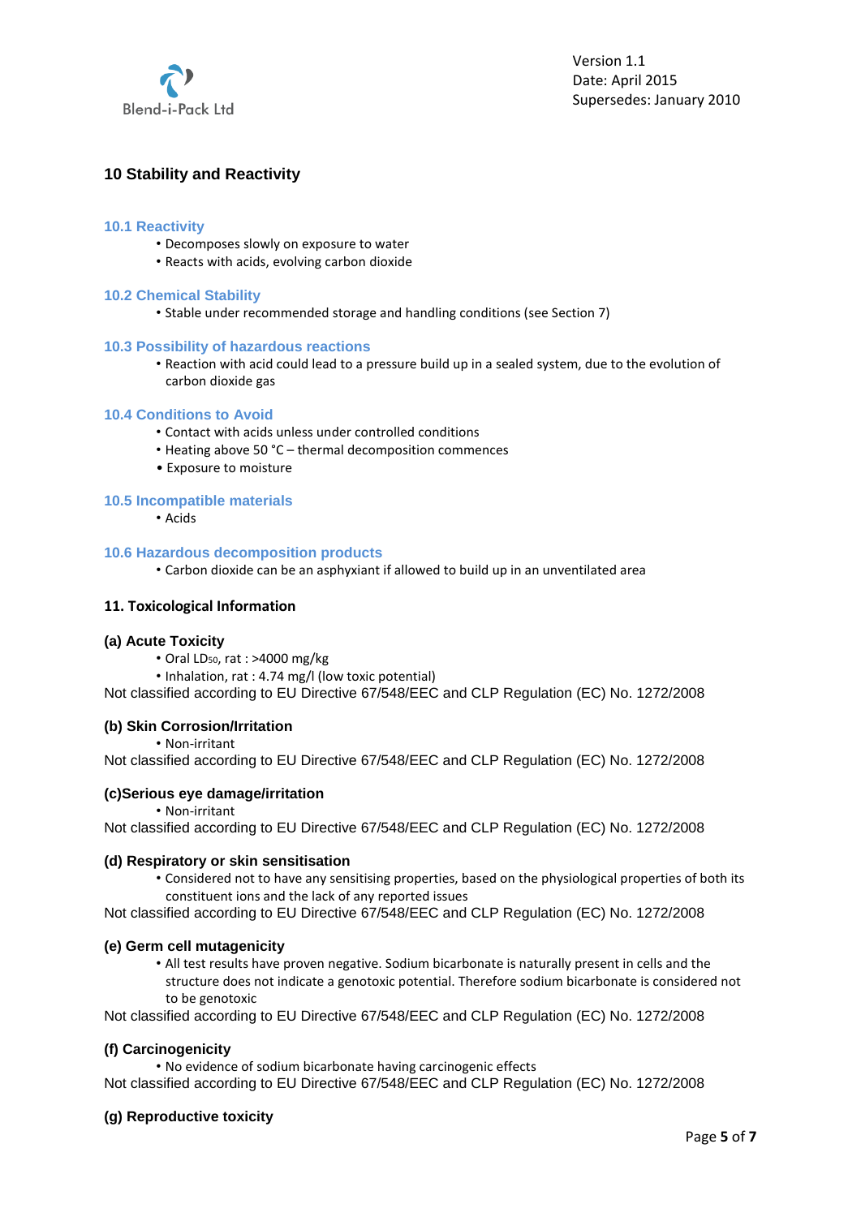## 10 Stability and Reactivity

### 10.1 Reactivity

- Decomposes slowly on exposure to water
- Reacts with acids, evolving carbon dioxide

### 10.2 Chemical Stability

- Stable under recommended storage and handling conditions (see Section 7)

### 10.3 Possibility of hazardous reactions

- Reaction with acid could lead to a pressure build up in a sealed system, due to the evolution of carbon dioxide gas

### 10.4 Conditions to Avoid

- Contact with acids unless under controlled conditions
- Heating above 50 °C – thermal decomposition commences
- Exposure to moisture

### 10.5 Incompatible materials

- Acids

### 10.6 Hazardous decomposition products

- Carbon dioxide can be an asphyxiant if allowed to build up in an unventilated area

## 11. Toxicological Information

### (a) Acute Toxicity

- Oral $LD_{50}$, rat : >4000 mg/kg
- Inhalation, rat : 4.74 mg/l (low toxic potential)

Not classified according to EU Directive 67/548/EEC and CLP Regulation (EC) No. 1272/2008

### (b) Skin Corrosion/Irritation

- Non-irritant

Not classified according to EU Directive 67/548/EEC and CLP Regulation (EC) No. 1272/2008

### (c)Serious eye damage/irritation

- Non-irritant

Not classified according to EU Directive 67/548/EEC and CLP Regulation (EC) No. 1272/2008

### (d) Respiratory or skin sensitisation

- Considered not to have any sensitising properties, based on the physiological properties of both its constituent ions and the lack of any reported issues

Not classified according to EU Directive 67/548/EEC and CLP Regulation (EC) No. 1272/2008

### (e) Germ cell mutagenicity

- All test results have proven negative. Sodium bicarbonate is naturally present in cells and the structure does not indicate a genotoxic potential. Therefore sodium bicarbonate is considered not to be genotoxic

Not classified according to EU Directive 67/548/EEC and CLP Regulation (EC) No. 1272/2008

### (f) Carcinogenicity

- No evidence of sodium bicarbonate having carcinogenic effects

Not classified according to EU Directive 67/548/EEC and CLP Regulation (EC) No. 1272/2008

### (g) Reproductive toxicity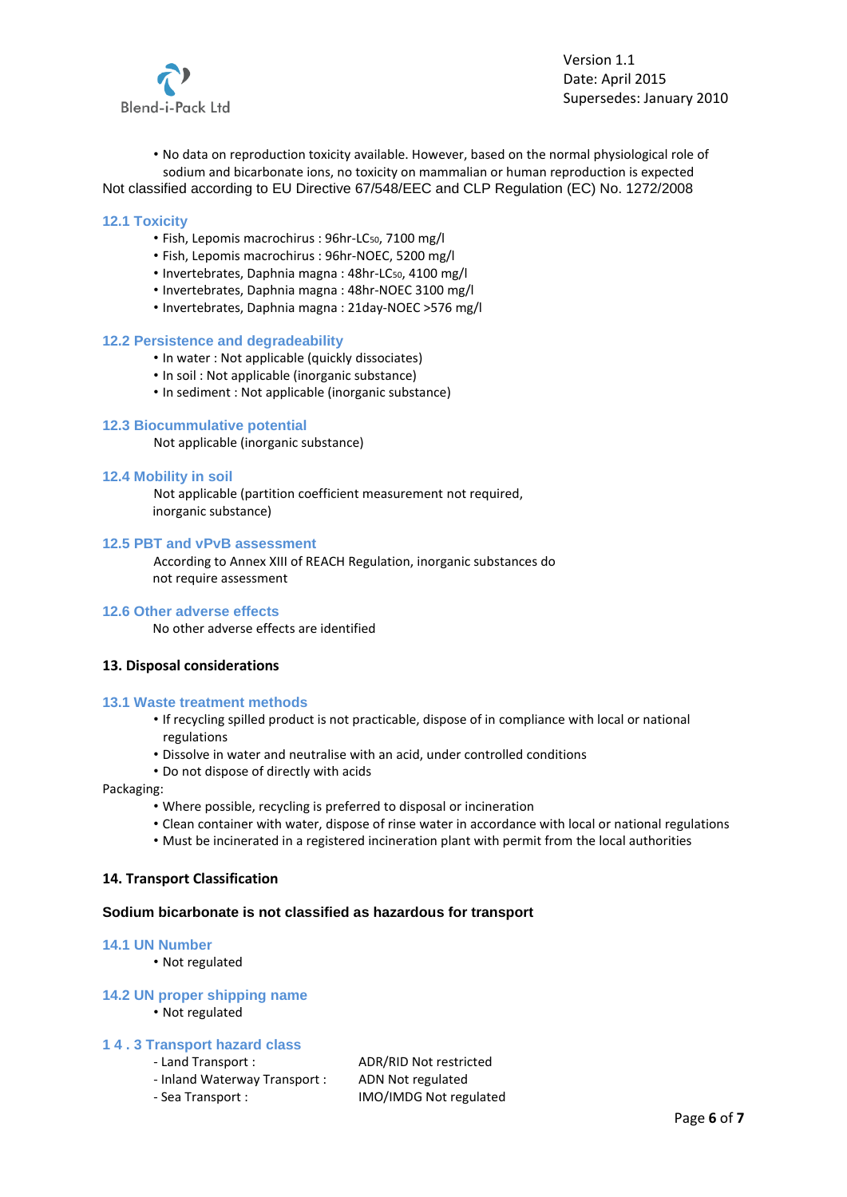- No data on reproduction toxicity available. However, based on the normal physiological role of sodium and bicarbonate ions, no toxicity on mammalian or human reproduction is expected

Not classified according to EU Directive 67/548/EEC and CLP Regulation (EC) No. 1272/2008

### 12.1 Toxicity

- Fish, Lepomis macrochirus : 96hr-$LC_{50}$, 7100 mg/l
- Fish, Lepomis macrochirus : 96hr-NOEC, 5200 mg/l
- Invertebrates, Daphnia magna : 48hr-$LC_{50}$, 4100 mg/l
- Invertebrates, Daphnia magna : 48hr-NOEC 3100 mg/l
- Invertebrates, Daphnia magna : 21day-NOEC >576 mg/l

### 12.2 Persistence and degradeability

- In water : Not applicable (quickly dissociates)
- In soil : Not applicable (inorganic substance)
- In sediment : Not applicable (inorganic substance)

### 12.3 Biocummulative potential

Not applicable (inorganic substance)

### 12.4 Mobility in soil

Not applicable (partition coefficient measurement not required, inorganic substance)

### 12.5 PBT and vPvB assessment

According to Annex XIII of REACH Regulation, inorganic substances do not require assessment

### 12.6 Other adverse effects

No other adverse effects are identified

## 13. Disposal considerations

### 13.1 Waste treatment methods

- If recycling spilled product is not practicable, dispose of in compliance with local or national regulations
- Dissolve in water and neutralise with an acid, under controlled conditions
- Do not dispose of directly with acids

Packaging:

- Where possible, recycling is preferred to disposal or incineration
- Clean container with water, dispose of rinse water in accordance with local or national regulations
- Must be incinerated in a registered incineration plant with permit from the local authorities

## 14. Transport Classification

**Sodium bicarbonate is not classified as hazardous for transport**

### 14.1 UN Number

- Not regulated

### 14.2 UN proper shipping name

- Not regulated

### 14.3 Transport hazard class

| | |
|---|---|
| - Land Transport : | ADR/RID Not restricted |
| - Inland Waterway Transport : | ADN Not regulated |
| - Sea Transport : | IMO/IMDG Not regulated |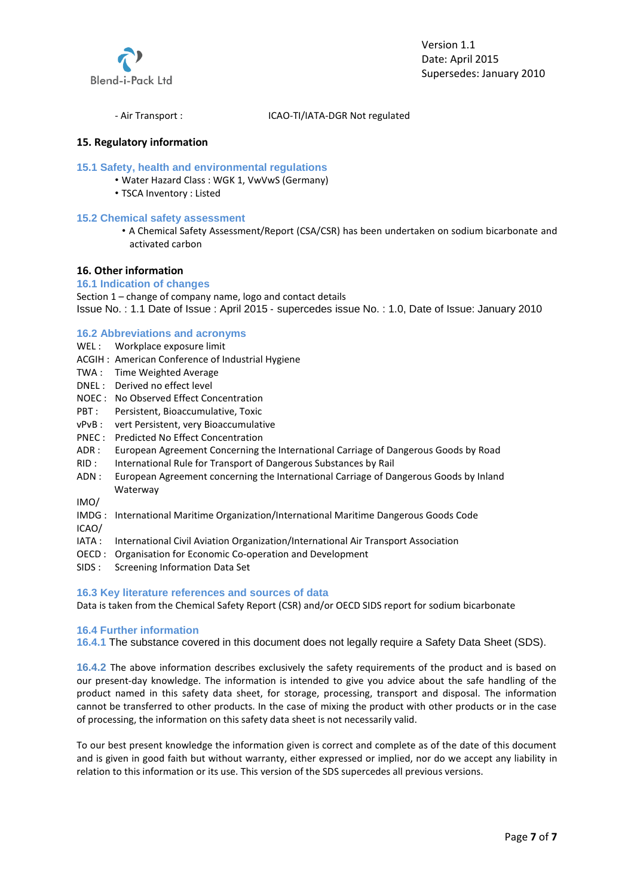- Air Transport : ICAO-TI/IATA-DGR Not regulated

## 15. Regulatory information

### 15.1 Safety, health and environmental regulations

- Water Hazard Class : WGK 1, VwVwS (Germany)
- TSCA Inventory : Listed

### 15.2 Chemical safety assessment

- A Chemical Safety Assessment/Report (CSA/CSR) has been undertaken on sodium bicarbonate and activated carbon

## 16. Other information

### 16.1 Indication of changes

Section 1 – change of company name, logo and contact details
Issue No. : 1.1 Date of Issue : April 2015 - supercedes issue No. : 1.0, Date of Issue: January 2010

### 16.2 Abbreviations and acronyms

| | |
|---|---|
| WEL : | Workplace exposure limit |
| ACGIH : | American Conference of Industrial Hygiene |
| TWA : | Time Weighted Average |
| DNEL : | Derived no effect level |
| NOEC : | No Observed Effect Concentration |
| PBT : | Persistent, Bioaccumulative, Toxic |
| vPvB : | vert Persistent, very Bioaccumulative |
| PNEC : | Predicted No Effect Concentration |
| ADR : | European Agreement Concerning the International Carriage of Dangerous Goods by Road |
| RID : | International Rule for Transport of Dangerous Substances by Rail |
| ADN : | European Agreement concerning the International Carriage of Dangerous Goods by Inland Waterway |
| IMO/ IMDG : | International Maritime Organization/International Maritime Dangerous Goods Code |
| ICAO/ IATA : | International Civil Aviation Organization/International Air Transport Association |
| OECD : | Organisation for Economic Co-operation and Development |
| SIDS : | Screening Information Data Set |

### 16.3 Key literature references and sources of data

Data is taken from the Chemical Safety Report (CSR) and/or OECD SIDS report for sodium bicarbonate

### 16.4 Further information

**16.4.1** The substance covered in this document does not legally require a Safety Data Sheet (SDS).

**16.4.2** The above information describes exclusively the safety requirements of the product and is based on our present-day knowledge. The information is intended to give you advice about the safe handling of the product named in this safety data sheet, for storage, processing, transport and disposal. The information cannot be transferred to other products. In the case of mixing the product with other products or in the case of processing, the information on this safety data sheet is not necessarily valid.

To our best present knowledge the information given is correct and complete as of the date of this document and is given in good faith but without warranty, either expressed or implied, nor do we accept any liability in relation to this information or its use. This version of the SDS supercedes all previous versions.